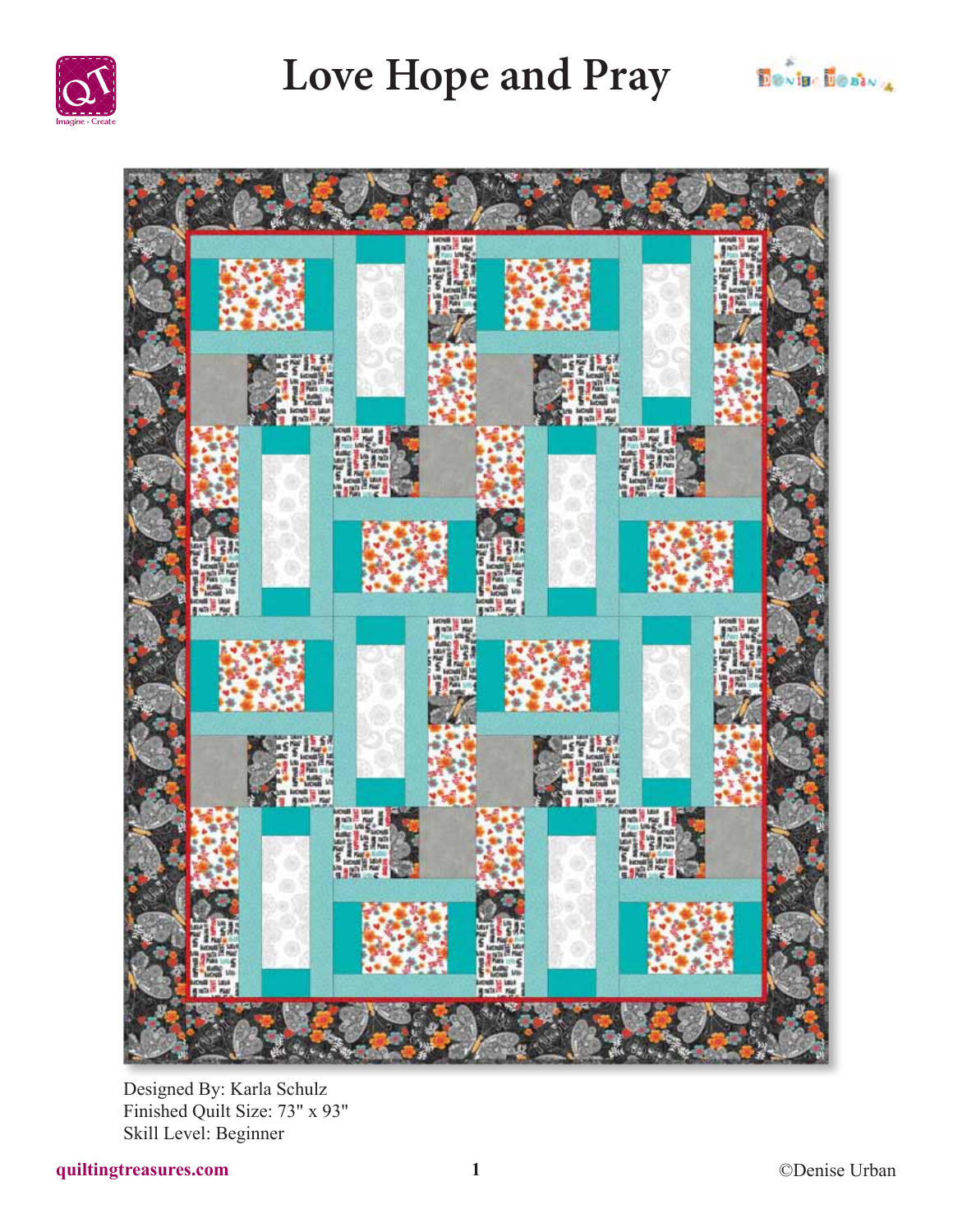# Love Hope and Pray

Designed By: Karla Schulz
Finished Quilt Size: 73" x 93"
Skill Level: Beginner

quiltingtreasures.com

©Denise Urban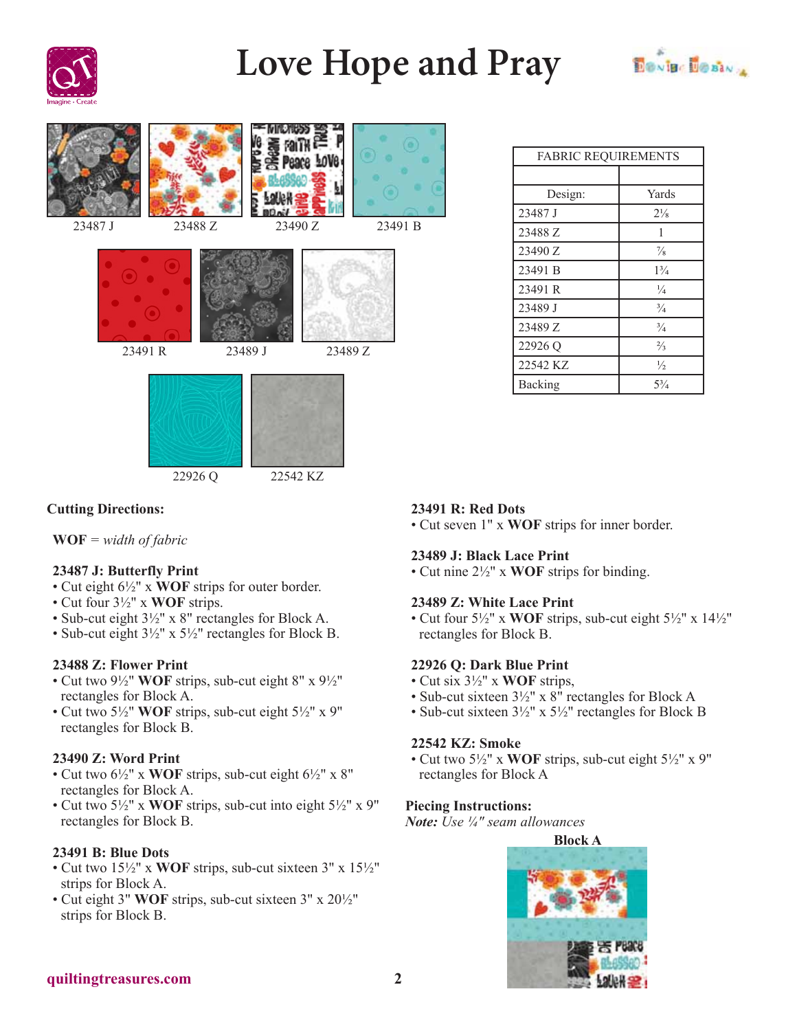# Love Hope and Pray

23487 J    23488 Z    23490 Z    23491 B

23491 R    23489 J    23489 Z

22926 Q    22542 KZ

| FABRIC REQUIREMENTS | |
|---|---|
| | |
| Design: | Yards |
| 23487 J | 2⅛ |
| 23488 Z | 1 |
| 23490 Z | ⅞ |
| 23491 B | 1¾ |
| 23491 R | ¼ |
| 23489 J | ¾ |
| 23489 Z | ¾ |
| 22926 Q | ⅔ |
| 22542 KZ | ½ |
| Backing | 5¾ |

**Cutting Directions:**

**WOF** = *width of fabric*

**23487 J: Butterfly Print**
- Cut eight 6½" x **WOF** strips for outer border.
- Cut four 3½" x **WOF** strips.
- Sub-cut eight 3½" x 8" rectangles for Block A.
- Sub-cut eight 3½" x 5½" rectangles for Block B.

**23488 Z: Flower Print**
- Cut two 9½" **WOF** strips, sub-cut eight 8" x 9½" rectangles for Block A.
- Cut two 5½" **WOF** strips, sub-cut eight 5½" x 9" rectangles for Block B.

**23490 Z: Word Print**
- Cut two 6½" x **WOF** strips, sub-cut eight 6½" x 8" rectangles for Block A.
- Cut two 5½" x **WOF** strips, sub-cut into eight 5½" x 9" rectangles for Block B.

**23491 B: Blue Dots**
- Cut two 15½" x **WOF** strips, sub-cut sixteen 3" x 15½" strips for Block A.
- Cut eight 3" **WOF** strips, sub-cut sixteen 3" x 20½" strips for Block B.

**23491 R: Red Dots**
- Cut seven 1" x **WOF** strips for inner border.

**23489 J: Black Lace Print**
- Cut nine 2½" x **WOF** strips for binding.

**23489 Z: White Lace Print**
- Cut four 5½" x **WOF** strips, sub-cut eight 5½" x 14½" rectangles for Block B.

**22926 Q: Dark Blue Print**
- Cut six 3½" x **WOF** strips,
- Sub-cut sixteen 3½" x 8" rectangles for Block A
- Sub-cut sixteen 3½" x 5½" rectangles for Block B

**22542 KZ: Smoke**
- Cut two 5½" x **WOF** strips, sub-cut eight 5½" x 9" rectangles for Block A

**Piecing Instructions:**
***Note:*** *Use ¼" seam allowances*

**Block A**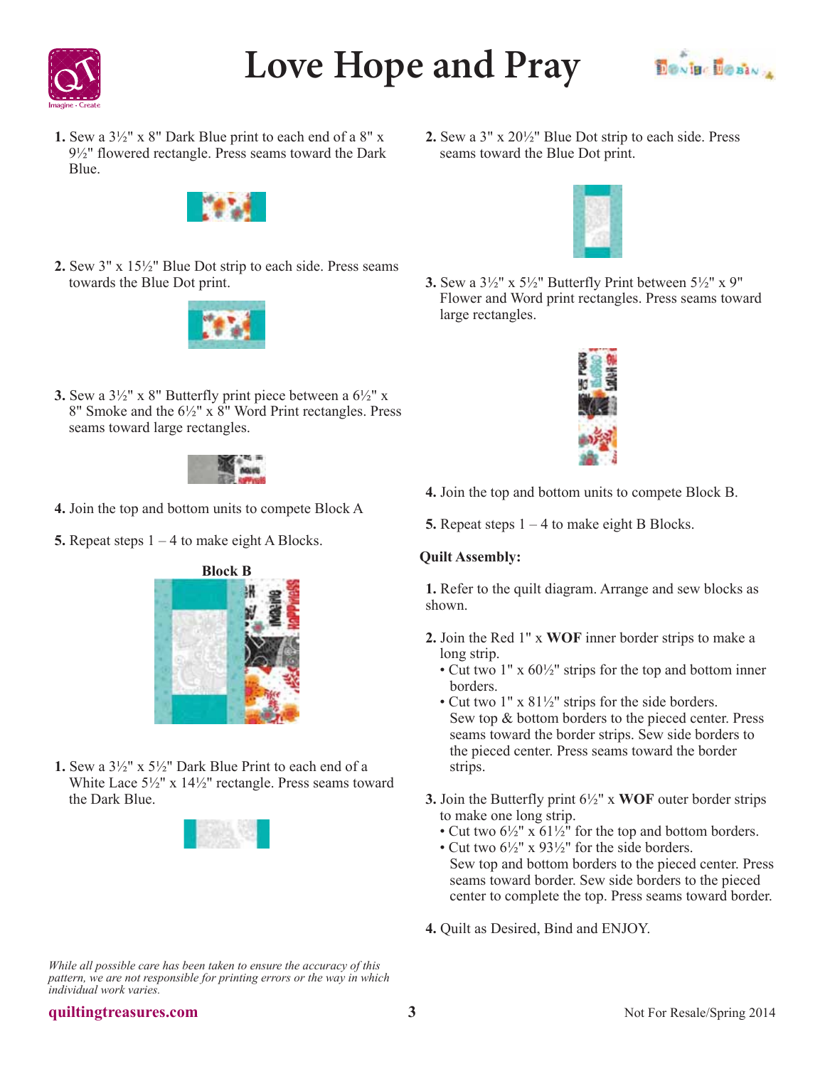# Love Hope and Pray

1. Sew a 3½" x 8" Dark Blue print to each end of a 8" x 9½" flowered rectangle. Press seams toward the Dark Blue.

2. Sew 3" x 15½" Blue Dot strip to each side. Press seams towards the Blue Dot print.

3. Sew a 3½" x 8" Butterfly print piece between a 6½" x 8" Smoke and the 6½" x 8" Word Print rectangles. Press seams toward large rectangles.

4. Join the top and bottom units to compete Block A

5. Repeat steps 1 – 4 to make eight A Blocks.

**Block B**

1. Sew a 3½" x 5½" Dark Blue Print to each end of a White Lace 5½" x 14½" rectangle. Press seams toward the Dark Blue.

2. Sew a 3" x 20½" Blue Dot strip to each side. Press seams toward the Blue Dot print.

3. Sew a 3½" x 5½" Butterfly Print between 5½" x 9" Flower and Word print rectangles. Press seams toward large rectangles.

4. Join the top and bottom units to compete Block B.

5. Repeat steps 1 – 4 to make eight B Blocks.

**Quilt Assembly:**

1. Refer to the quilt diagram. Arrange and sew blocks as shown.

2. Join the Red 1" x **WOF** inner border strips to make a long strip.
   - Cut two 1" x 60½" strips for the top and bottom inner borders.
   - Cut two 1" x 81½" strips for the side borders.

   Sew top & bottom borders to the pieced center. Press seams toward the border strips. Sew side borders to the pieced center. Press seams toward the border strips.

3. Join the Butterfly print 6½" x **WOF** outer border strips to make one long strip.
   - Cut two 6½" x 61½" for the top and bottom borders.
   - Cut two 6½" x 93½" for the side borders.

   Sew top and bottom borders to the pieced center. Press seams toward border. Sew side borders to the pieced center to complete the top. Press seams toward border.

4. Quilt as Desired, Bind and ENJOY.

*While all possible care has been taken to ensure the accuracy of this pattern, we are not responsible for printing errors or the way in which individual work varies.*

**quiltingtreasures.com**

Not For Resale/Spring 2014